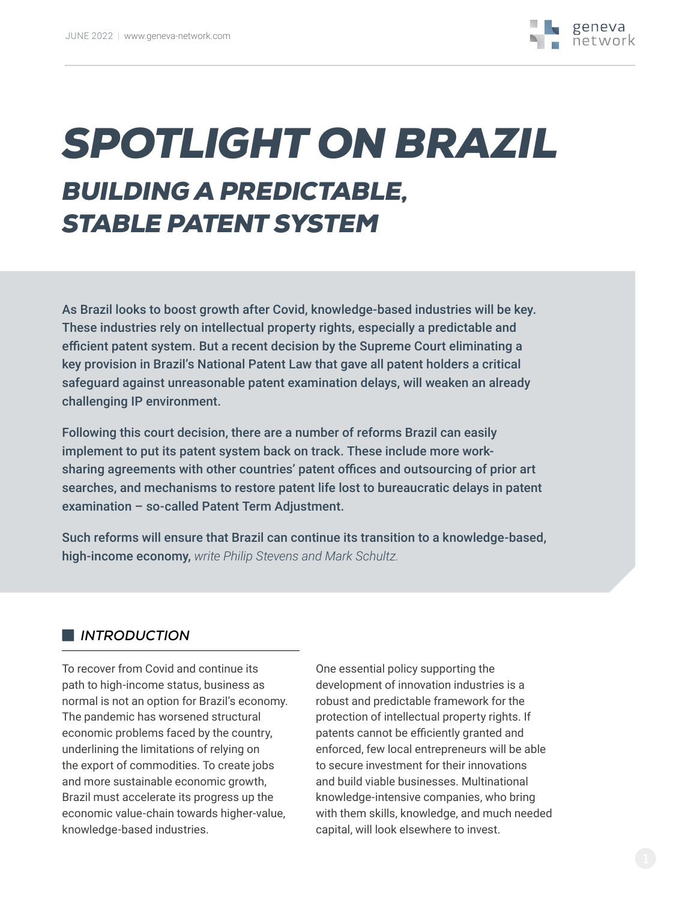# SPOTLIGHT ON BRAZIL

## BUILDING A PREDICTABLE, STABLE PATENT SYSTEM

**As Brazil looks to boost growth after Covid, knowledge-based industries will be key. These industries rely on intellectual property rights, especially a predictable and efficient patent system. But a recent decision by the Supreme Court eliminating a key provision in Brazil's National Patent Law that gave all patent holders a critical safeguard against unreasonable patent examination delays, will weaken an already challenging IP environment.**

**Following this court decision, there are a number of reforms Brazil can easily implement to put its patent system back on track. These include more work-sharing agreements with other countries' patent offices and outsourcing of prior art searches, and mechanisms to restore patent life lost to bureaucratic delays in patent examination – so-called Patent Term Adjustment.**

**Such reforms will ensure that Brazil can continue its transition to a knowledge-based, high-income economy,** *write Philip Stevens and Mark Schultz.*

### INTRODUCTION

To recover from Covid and continue its path to high-income status, business as normal is not an option for Brazil's economy. The pandemic has worsened structural economic problems faced by the country, underlining the limitations of relying on the export of commodities. To create jobs and more sustainable economic growth, Brazil must accelerate its progress up the economic value-chain towards higher-value, knowledge-based industries.

One essential policy supporting the development of innovation industries is a robust and predictable framework for the protection of intellectual property rights. If patents cannot be efficiently granted and enforced, few local entrepreneurs will be able to secure investment for their innovations and build viable businesses. Multinational knowledge-intensive companies, who bring with them skills, knowledge, and much needed capital, will look elsewhere to invest.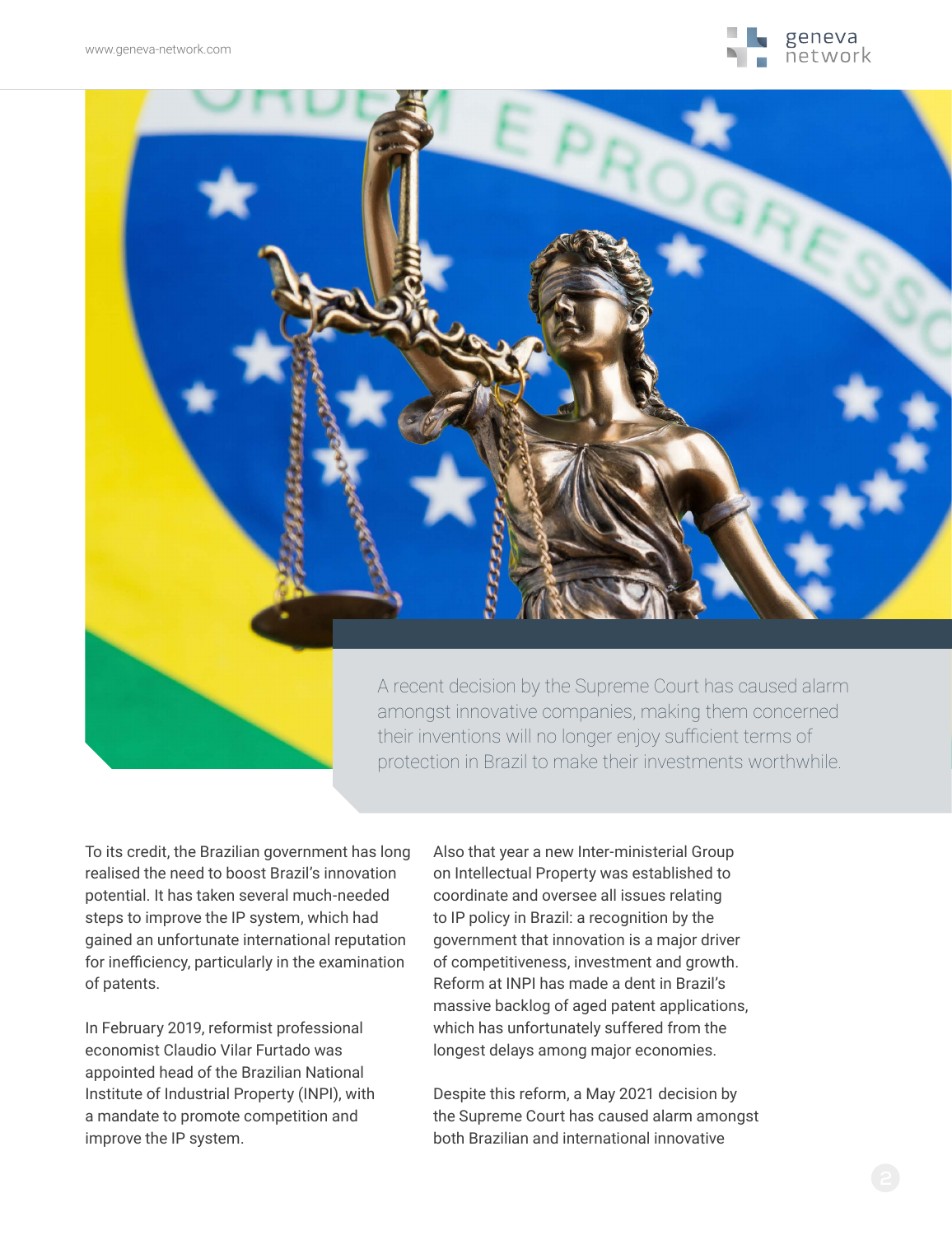A recent decision by the Supreme Court has caused alarm amongst innovative companies, making them concerned their inventions will no longer enjoy sufficient terms of protection in Brazil to make their investments worthwhile.

To its credit, the Brazilian government has long realised the need to boost Brazil's innovation potential. It has taken several much-needed steps to improve the IP system, which had gained an unfortunate international reputation for inefficiency, particularly in the examination of patents.

In February 2019, reformist professional economist Claudio Vilar Furtado was appointed head of the Brazilian National Institute of Industrial Property (INPI), with a mandate to promote competition and improve the IP system.

Also that year a new Inter-ministerial Group on Intellectual Property was established to coordinate and oversee all issues relating to IP policy in Brazil: a recognition by the government that innovation is a major driver of competitiveness, investment and growth. Reform at INPI has made a dent in Brazil's massive backlog of aged patent applications, which has unfortunately suffered from the longest delays among major economies.

Despite this reform, a May 2021 decision by the Supreme Court has caused alarm amongst both Brazilian and international innovative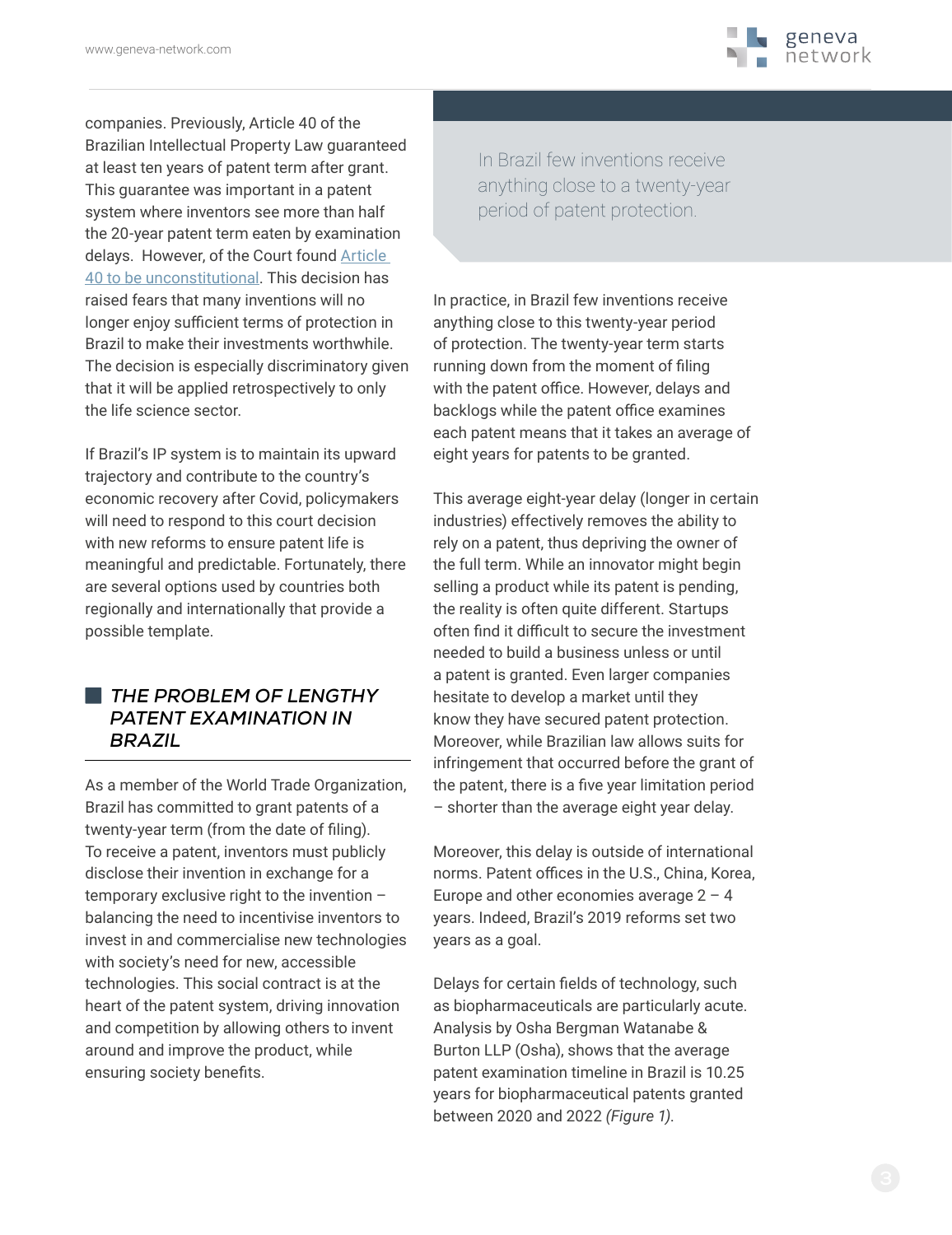companies. Previously, Article 40 of the Brazilian Intellectual Property Law guaranteed at least ten years of patent term after grant. This guarantee was important in a patent system where inventors see more than half the 20-year patent term eaten by examination delays. However, of the Court found [Article 40 to be unconstitutional](). This decision has raised fears that many inventions will no longer enjoy sufficient terms of protection in Brazil to make their investments worthwhile. The decision is especially discriminatory given that it will be applied retrospectively to only the life science sector.

If Brazil's IP system is to maintain its upward trajectory and contribute to the country's economic recovery after Covid, policymakers will need to respond to this court decision with new reforms to ensure patent life is meaningful and predictable. Fortunately, there are several options used by countries both regionally and internationally that provide a possible template.

## *THE PROBLEM OF LENGTHY PATENT EXAMINATION IN BRAZIL*

As a member of the World Trade Organization, Brazil has committed to grant patents of a twenty-year term (from the date of filing). To receive a patent, inventors must publicly disclose their invention in exchange for a temporary exclusive right to the invention – balancing the need to incentivise inventors to invest in and commercialise new technologies with society's need for new, accessible technologies. This social contract is at the heart of the patent system, driving innovation and competition by allowing others to invent around and improve the product, while ensuring society benefits.

> In Brazil few inventions receive anything close to a twenty-year period of patent protection.

In practice, in Brazil few inventions receive anything close to this twenty-year period of protection. The twenty-year term starts running down from the moment of filing with the patent office. However, delays and backlogs while the patent office examines each patent means that it takes an average of eight years for patents to be granted.

This average eight-year delay (longer in certain industries) effectively removes the ability to rely on a patent, thus depriving the owner of the full term. While an innovator might begin selling a product while its patent is pending, the reality is often quite different. Startups often find it difficult to secure the investment needed to build a business unless or until a patent is granted. Even larger companies hesitate to develop a market until they know they have secured patent protection. Moreover, while Brazilian law allows suits for infringement that occurred before the grant of the patent, there is a five year limitation period – shorter than the average eight year delay.

Moreover, this delay is outside of international norms. Patent offices in the U.S., China, Korea, Europe and other economies average 2 – 4 years. Indeed, Brazil's 2019 reforms set two years as a goal.

Delays for certain fields of technology, such as biopharmaceuticals are particularly acute. Analysis by Osha Bergman Watanabe & Burton LLP (Osha), shows that the average patent examination timeline in Brazil is 10.25 years for biopharmaceutical patents granted between 2020 and 2022 *(Figure 1)*.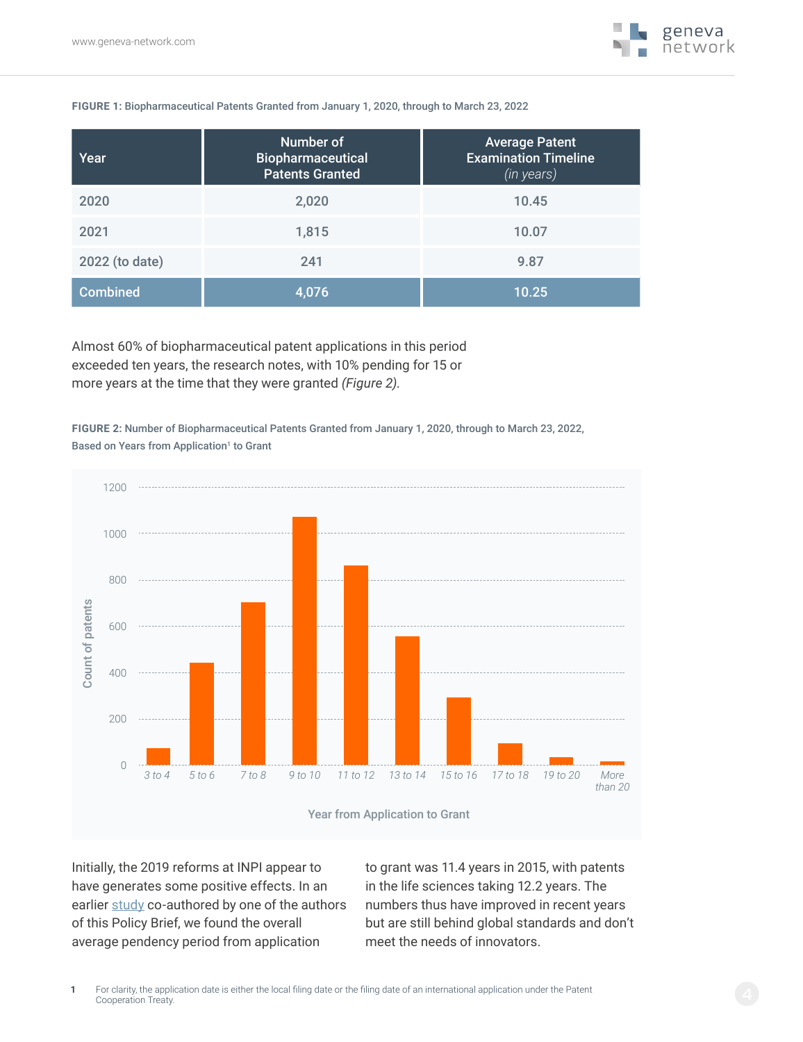**FIGURE 1:** Biopharmaceutical Patents Granted from January 1, 2020, through to March 23, 2022

| Year | Number of Biopharmaceutical Patents Granted | Average Patent Examination Timeline *(in years)* |
|---|---|---|
| 2020 | 2,020 | 10.45 |
| 2021 | 1,815 | 10.07 |
| 2022 (to date) | 241 | 9.87 |
| Combined | 4,076 | 10.25 |

Almost 60% of biopharmaceutical patent applications in this period exceeded ten years, the research notes, with 10% pending for 15 or more years at the time that they were granted *(Figure 2).*

**FIGURE 2:** Number of Biopharmaceutical Patents Granted from January 1, 2020, through to March 23, 2022, Based on Years from Application[1] to Grant

Initially, the 2019 reforms at INPI appear to have generates some positive effects. In an earlier study co-authored by one of the authors of this Policy Brief, we found the overall average pendency period from application to grant was 11.4 years in 2015, with patents in the life sciences taking 12.2 years. The numbers thus have improved in recent years but are still behind global standards and don't meet the needs of innovators.

1 For clarity, the application date is either the local filing date or the filing date of an international application under the Patent Cooperation Treaty.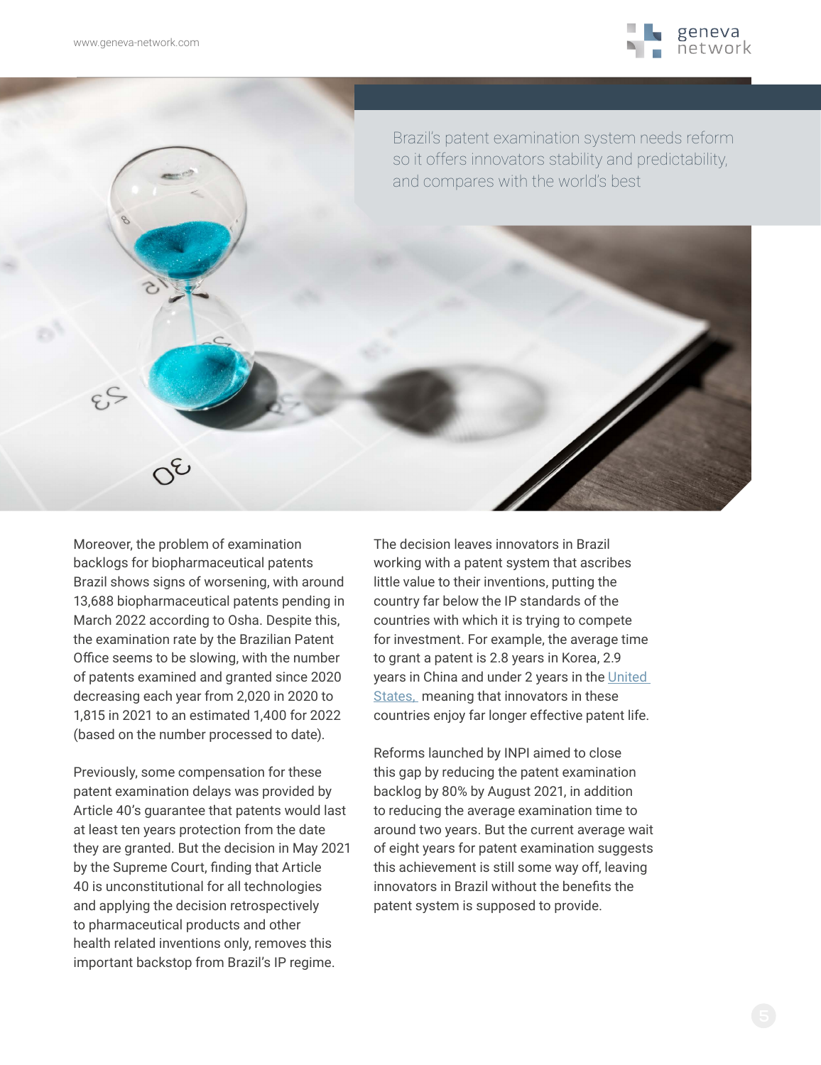> Brazil's patent examination system needs reform so it offers innovators stability and predictability, and compares with the world's best

Moreover, the problem of examination backlogs for biopharmaceutical patents Brazil shows signs of worsening, with around 13,688 biopharmaceutical patents pending in March 2022 according to Osha. Despite this, the examination rate by the Brazilian Patent Office seems to be slowing, with the number of patents examined and granted since 2020 decreasing each year from 2,020 in 2020 to 1,815 in 2021 to an estimated 1,400 for 2022 (based on the number processed to date).

Previously, some compensation for these patent examination delays was provided by Article 40's guarantee that patents would last at least ten years protection from the date they are granted. But the decision in May 2021 by the Supreme Court, finding that Article 40 is unconstitutional for all technologies and applying the decision retrospectively to pharmaceutical products and other health related inventions only, removes this important backstop from Brazil's IP regime.

The decision leaves innovators in Brazil working with a patent system that ascribes little value to their inventions, putting the country far below the IP standards of the countries with which it is trying to compete for investment. For example, the average time to grant a patent is 2.8 years in Korea, 2.9 years in China and under 2 years in the United States, meaning that innovators in these countries enjoy far longer effective patent life.

Reforms launched by INPI aimed to close this gap by reducing the patent examination backlog by 80% by August 2021, in addition to reducing the average examination time to around two years. But the current average wait of eight years for patent examination suggests this achievement is still some way off, leaving innovators in Brazil without the benefits the patent system is supposed to provide.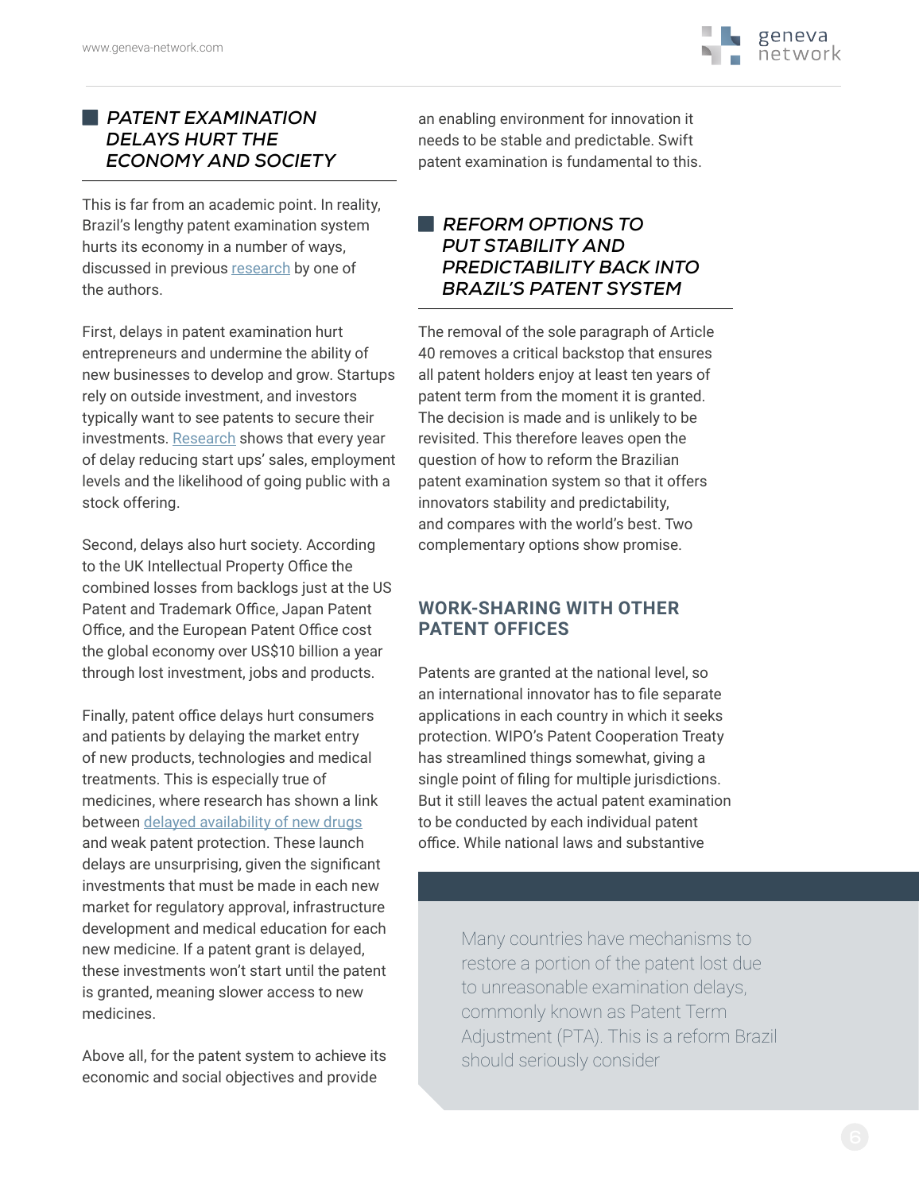## PATENT EXAMINATION DELAYS HURT THE ECONOMY AND SOCIETY

This is far from an academic point. In reality, Brazil's lengthy patent examination system hurts its economy in a number of ways, discussed in previous research by one of the authors.

First, delays in patent examination hurt entrepreneurs and undermine the ability of new businesses to develop and grow. Startups rely on outside investment, and investors typically want to see patents to secure their investments. Research shows that every year of delay reducing start ups' sales, employment levels and the likelihood of going public with a stock offering.

Second, delays also hurt society. According to the UK Intellectual Property Office the combined losses from backlogs just at the US Patent and Trademark Office, Japan Patent Office, and the European Patent Office cost the global economy over US$10 billion a year through lost investment, jobs and products.

Finally, patent office delays hurt consumers and patients by delaying the market entry of new products, technologies and medical treatments. This is especially true of medicines, where research has shown a link between delayed availability of new drugs and weak patent protection. These launch delays are unsurprising, given the significant investments that must be made in each new market for regulatory approval, infrastructure development and medical education for each new medicine. If a patent grant is delayed, these investments won't start until the patent is granted, meaning slower access to new medicines.

Above all, for the patent system to achieve its economic and social objectives and provide an enabling environment for innovation it needs to be stable and predictable. Swift patent examination is fundamental to this.

## REFORM OPTIONS TO PUT STABILITY AND PREDICTABILITY BACK INTO BRAZIL'S PATENT SYSTEM

The removal of the sole paragraph of Article 40 removes a critical backstop that ensures all patent holders enjoy at least ten years of patent term from the moment it is granted. The decision is made and is unlikely to be revisited. This therefore leaves open the question of how to reform the Brazilian patent examination system so that it offers innovators stability and predictability, and compares with the world's best. Two complementary options show promise.

### WORK-SHARING WITH OTHER PATENT OFFICES

Patents are granted at the national level, so an international innovator has to file separate applications in each country in which it seeks protection. WIPO's Patent Cooperation Treaty has streamlined things somewhat, giving a single point of filing for multiple jurisdictions. But it still leaves the actual patent examination to be conducted by each individual patent office. While national laws and substantive

> Many countries have mechanisms to restore a portion of the patent lost due to unreasonable examination delays, commonly known as Patent Term Adjustment (PTA). This is a reform Brazil should seriously consider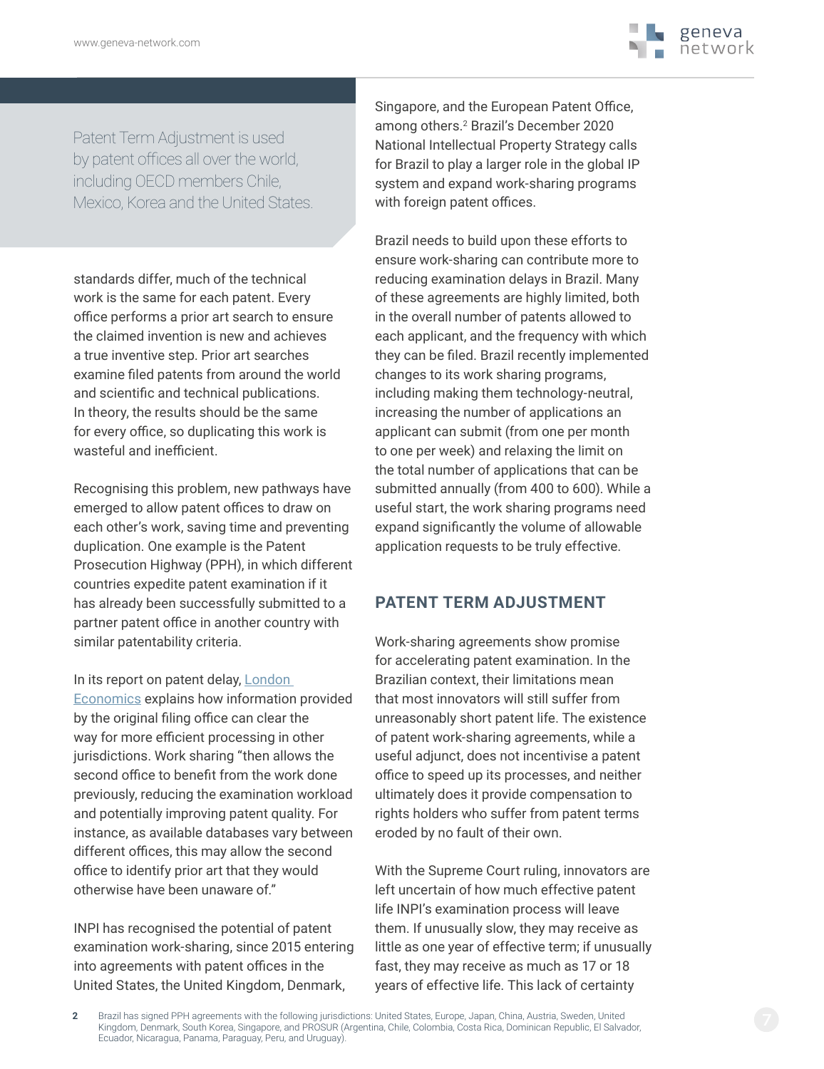> Patent Term Adjustment is used by patent offices all over the world, including OECD members Chile, Mexico, Korea and the United States.

standards differ, much of the technical work is the same for each patent. Every office performs a prior art search to ensure the claimed invention is new and achieves a true inventive step. Prior art searches examine filed patents from around the world and scientific and technical publications. In theory, the results should be the same for every office, so duplicating this work is wasteful and inefficient.

Recognising this problem, new pathways have emerged to allow patent offices to draw on each other's work, saving time and preventing duplication. One example is the Patent Prosecution Highway (PPH), in which different countries expedite patent examination if it has already been successfully submitted to a partner patent office in another country with similar patentability criteria.

In its report on patent delay, London Economics explains how information provided by the original filing office can clear the way for more efficient processing in other jurisdictions. Work sharing "then allows the second office to benefit from the work done previously, reducing the examination workload and potentially improving patent quality. For instance, as available databases vary between different offices, this may allow the second office to identify prior art that they would otherwise have been unaware of."

INPI has recognised the potential of patent examination work-sharing, since 2015 entering into agreements with patent offices in the United States, the United Kingdom, Denmark, Singapore, and the European Patent Office, among others.[2] Brazil's December 2020 National Intellectual Property Strategy calls for Brazil to play a larger role in the global IP system and expand work-sharing programs with foreign patent offices.

Brazil needs to build upon these efforts to ensure work-sharing can contribute more to reducing examination delays in Brazil. Many of these agreements are highly limited, both in the overall number of patents allowed to each applicant, and the frequency with which they can be filed. Brazil recently implemented changes to its work sharing programs, including making them technology-neutral, increasing the number of applications an applicant can submit (from one per month to one per week) and relaxing the limit on the total number of applications that can be submitted annually (from 400 to 600). While a useful start, the work sharing programs need expand significantly the volume of allowable application requests to be truly effective.

## PATENT TERM ADJUSTMENT

Work-sharing agreements show promise for accelerating patent examination. In the Brazilian context, their limitations mean that most innovators will still suffer from unreasonably short patent life. The existence of patent work-sharing agreements, while a useful adjunct, does not incentivise a patent office to speed up its processes, and neither ultimately does it provide compensation to rights holders who suffer from patent terms eroded by no fault of their own.

With the Supreme Court ruling, innovators are left uncertain of how much effective patent life INPI's examination process will leave them. If unusually slow, they may receive as little as one year of effective term; if unusually fast, they may receive as much as 17 or 18 years of effective life. This lack of certainty

[2] Brazil has signed PPH agreements with the following jurisdictions: United States, Europe, Japan, China, Austria, Sweden, United Kingdom, Denmark, South Korea, Singapore, and PROSUR (Argentina, Chile, Colombia, Costa Rica, Dominican Republic, El Salvador, Ecuador, Nicaragua, Panama, Paraguay, Peru, and Uruguay).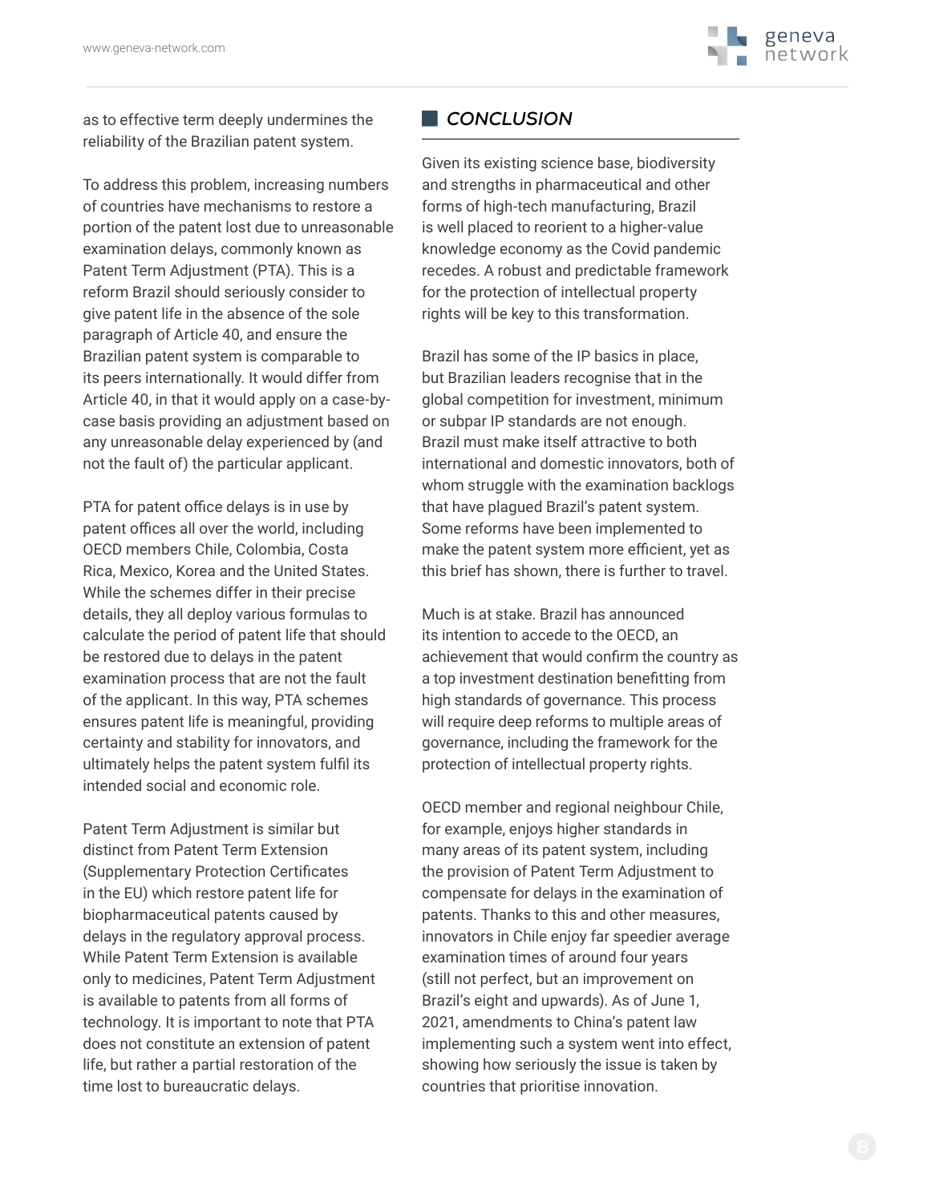as to effective term deeply undermines the reliability of the Brazilian patent system.

To address this problem, increasing numbers of countries have mechanisms to restore a portion of the patent lost due to unreasonable examination delays, commonly known as Patent Term Adjustment (PTA). This is a reform Brazil should seriously consider to give patent life in the absence of the sole paragraph of Article 40, and ensure the Brazilian patent system is comparable to its peers internationally. It would differ from Article 40, in that it would apply on a case-by-case basis providing an adjustment based on any unreasonable delay experienced by (and not the fault of) the particular applicant.

PTA for patent office delays is in use by patent offices all over the world, including OECD members Chile, Colombia, Costa Rica, Mexico, Korea and the United States. While the schemes differ in their precise details, they all deploy various formulas to calculate the period of patent life that should be restored due to delays in the patent examination process that are not the fault of the applicant. In this way, PTA schemes ensures patent life is meaningful, providing certainty and stability for innovators, and ultimately helps the patent system fulfil its intended social and economic role.

Patent Term Adjustment is similar but distinct from Patent Term Extension (Supplementary Protection Certificates in the EU) which restore patent life for biopharmaceutical patents caused by delays in the regulatory approval process. While Patent Term Extension is available only to medicines, Patent Term Adjustment is available to patents from all forms of technology. It is important to note that PTA does not constitute an extension of patent life, but rather a partial restoration of the time lost to bureaucratic delays.

## *CONCLUSION*

Given its existing science base, biodiversity and strengths in pharmaceutical and other forms of high-tech manufacturing, Brazil is well placed to reorient to a higher-value knowledge economy as the Covid pandemic recedes. A robust and predictable framework for the protection of intellectual property rights will be key to this transformation.

Brazil has some of the IP basics in place, but Brazilian leaders recognise that in the global competition for investment, minimum or subpar IP standards are not enough. Brazil must make itself attractive to both international and domestic innovators, both of whom struggle with the examination backlogs that have plagued Brazil's patent system. Some reforms have been implemented to make the patent system more efficient, yet as this brief has shown, there is further to travel.

Much is at stake. Brazil has announced its intention to accede to the OECD, an achievement that would confirm the country as a top investment destination benefitting from high standards of governance. This process will require deep reforms to multiple areas of governance, including the framework for the protection of intellectual property rights.

OECD member and regional neighbour Chile, for example, enjoys higher standards in many areas of its patent system, including the provision of Patent Term Adjustment to compensate for delays in the examination of patents. Thanks to this and other measures, innovators in Chile enjoy far speedier average examination times of around four years (still not perfect, but an improvement on Brazil's eight and upwards). As of June 1, 2021, amendments to China's patent law implementing such a system went into effect, showing how seriously the issue is taken by countries that prioritise innovation.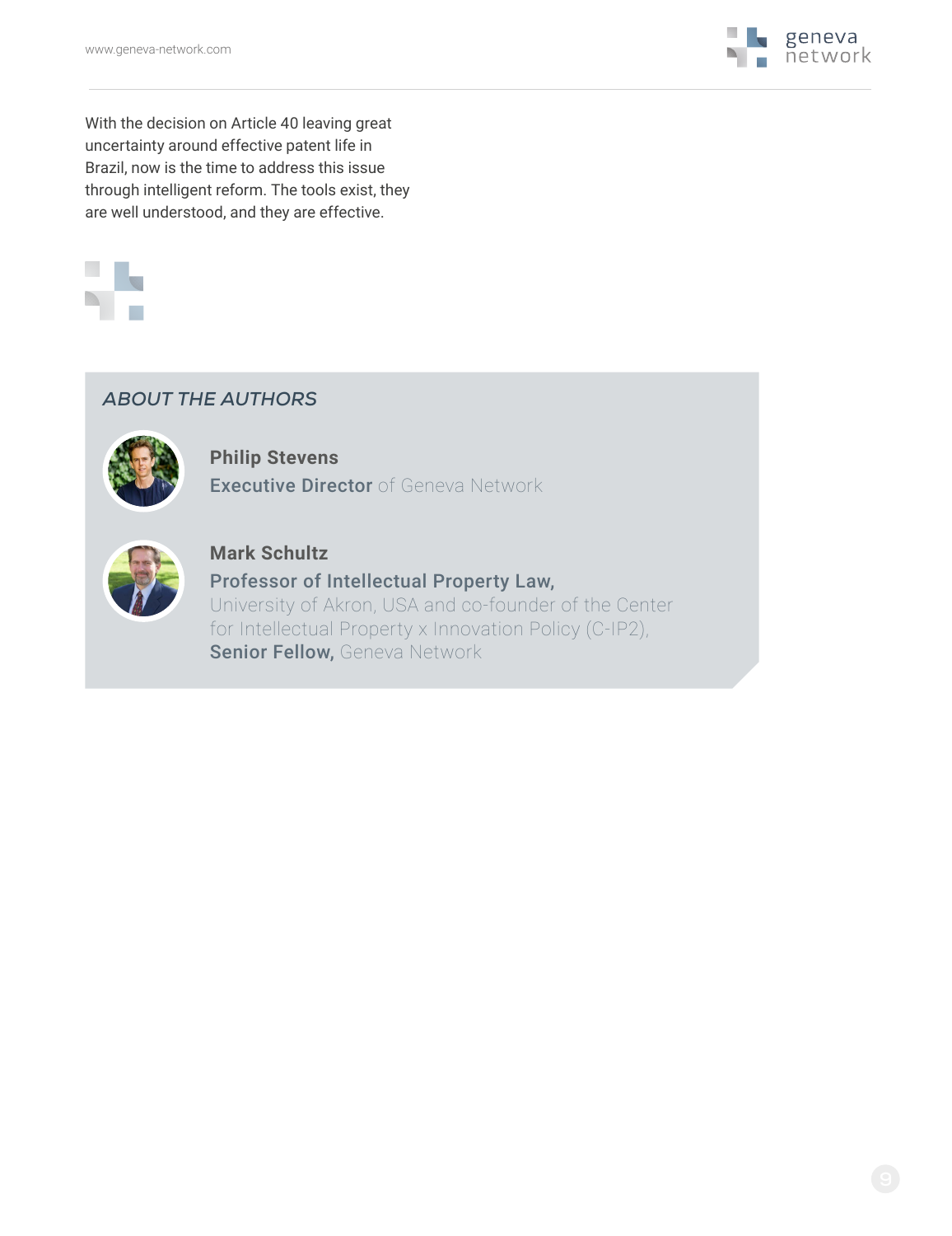With the decision on Article 40 leaving great uncertainty around effective patent life in Brazil, now is the time to address this issue through intelligent reform. The tools exist, they are well understood, and they are effective.

## *ABOUT THE AUTHORS*

**Philip Stevens**
**Executive Director** of Geneva Network

**Mark Schultz**
**Professor of Intellectual Property Law,** University of Akron, USA and co-founder of the Center for Intellectual Property x Innovation Policy (C-IP2), **Senior Fellow,** Geneva Network